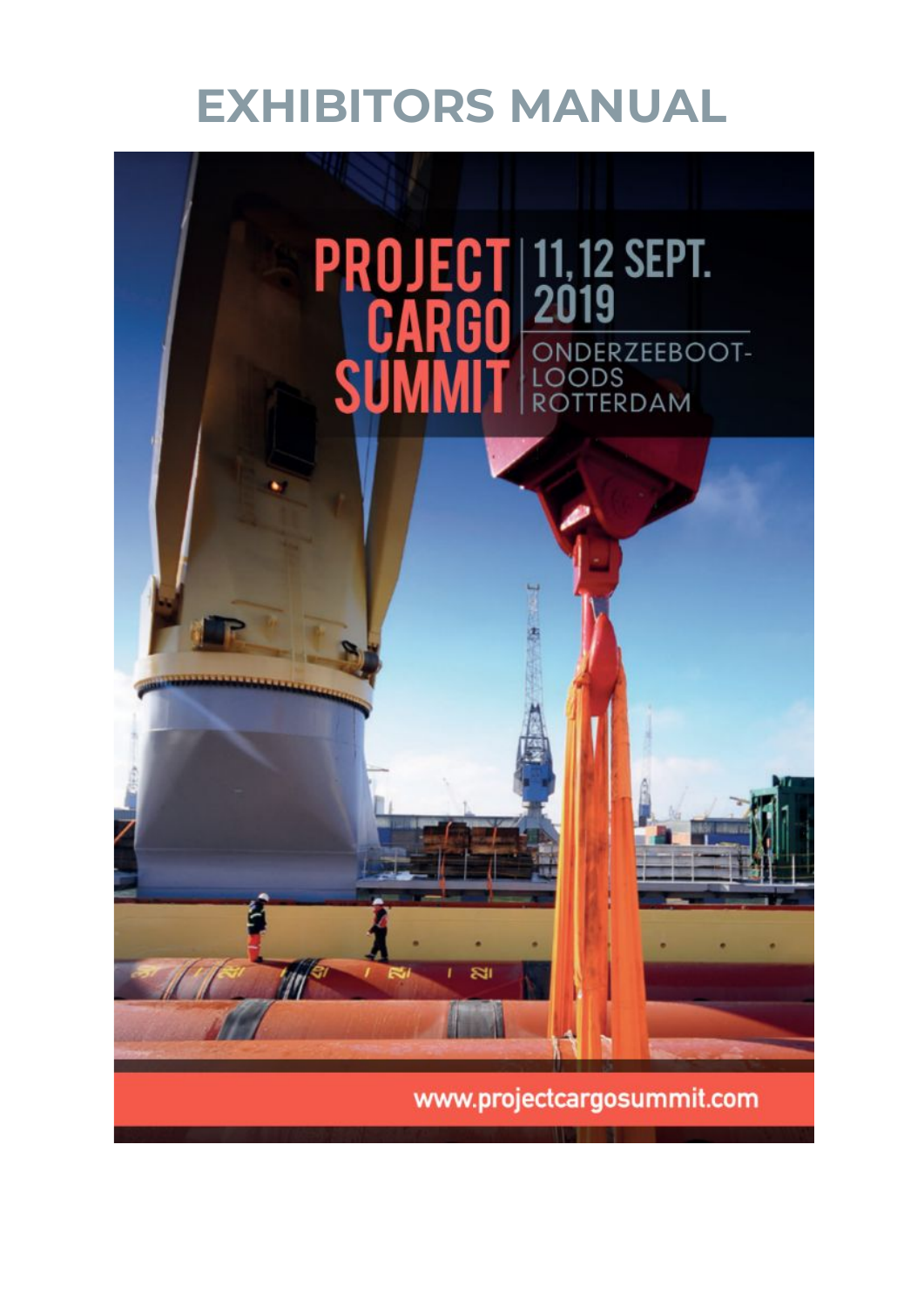# EXHIBITORS MANUAL

PROJECT CARGO SUMMIT

11, 12 SEPT. 2019

ONDERZEEBOOT-LOODS ROTTERDAM

www.projectcargosummit.com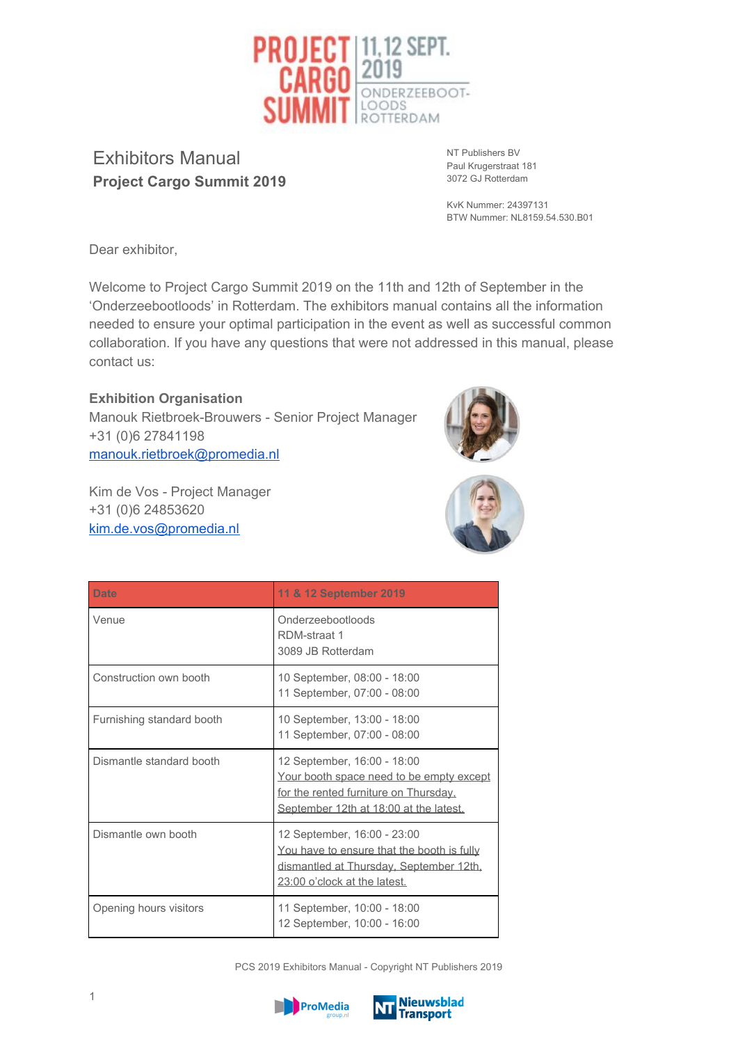# Exhibitors Manual

## Project Cargo Summit 2019

NT Publishers BV
Paul Krugerstraat 181
3072 GJ Rotterdam

KvK Nummer: 24397131
BTW Nummer: NL8159.54.530.B01

Dear exhibitor,

Welcome to Project Cargo Summit 2019 on the 11th and 12th of September in the 'Onderzeebootloods' in Rotterdam. The exhibitors manual contains all the information needed to ensure your optimal participation in the event as well as successful common collaboration. If you have any questions that were not addressed in this manual, please contact us:

**Exhibition Organisation**
Manouk Rietbroek-Brouwers - Senior Project Manager
+31 (0)6 27841198
manouk.rietbroek@promedia.nl

Kim de Vos - Project Manager
+31 (0)6 24853620
kim.de.vos@promedia.nl

| Date | 11 & 12 September 2019 |
|---|---|
| Venue | Onderzeebootloods<br>RDM-straat 1<br>3089 JB Rotterdam |
| Construction own booth | 10 September, 08:00 - 18:00<br>11 September, 07:00 - 08:00 |
| Furnishing standard booth | 10 September, 13:00 - 18:00<br>11 September, 07:00 - 08:00 |
| Dismantle standard booth | 12 September, 16:00 - 18:00<br>Your booth space need to be empty except for the rented furniture on Thursday, September 12th at 18:00 at the latest. |
| Dismantle own booth | 12 September, 16:00 - 23:00<br>You have to ensure that the booth is fully dismantled at Thursday, September 12th, 23:00 o'clock at the latest. |
| Opening hours visitors | 11 September, 10:00 - 18:00<br>12 September, 10:00 - 16:00 |

PCS 2019 Exhibitors Manual - Copyright NT Publishers 2019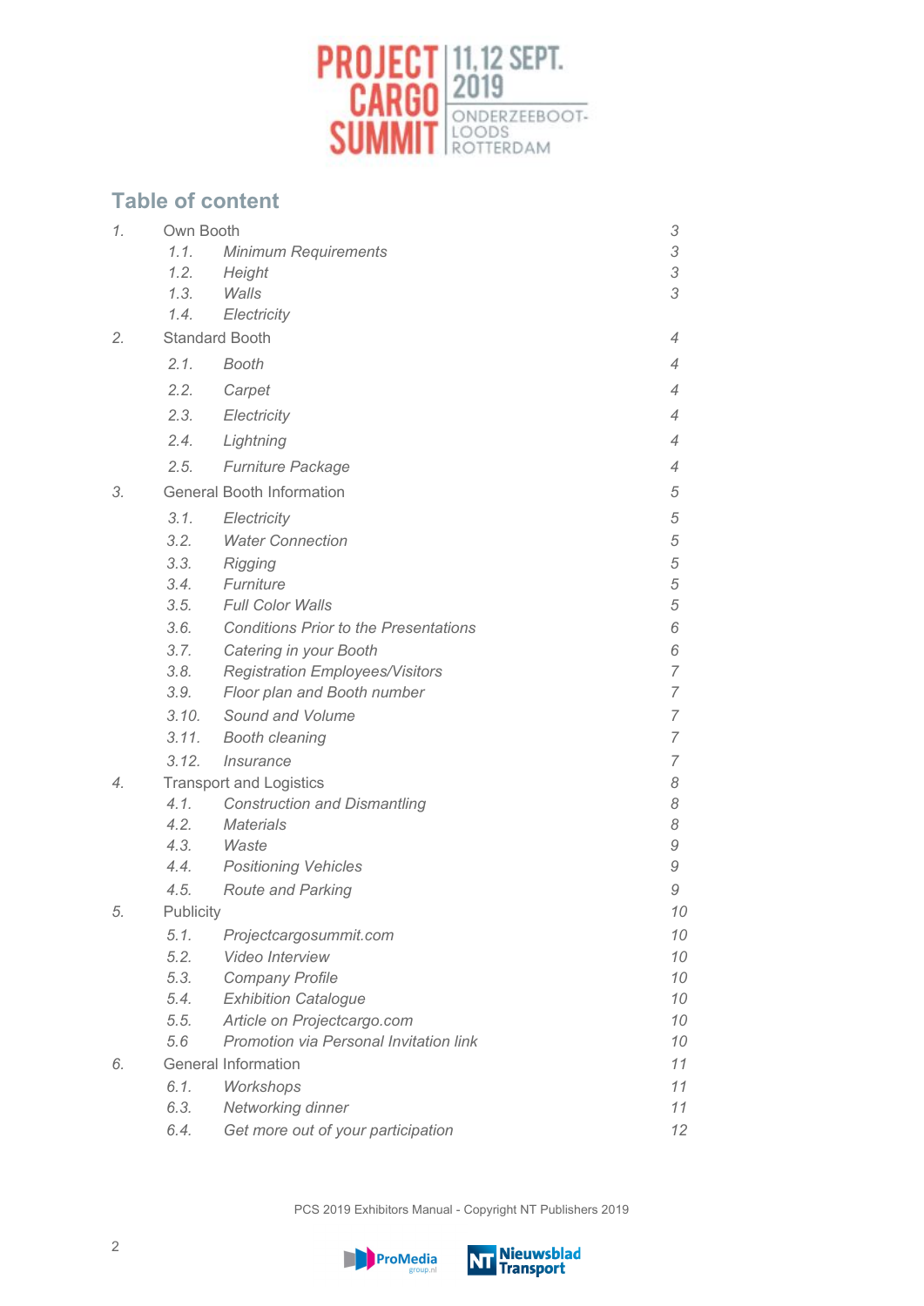# Table of content

| | | | |
|---|---|---|---|
| 1. | Own Booth | | 3 |
| | 1.1. | *Minimum Requirements* | *3* |
| | 1.2. | *Height* | *3* |
| | 1.3. | *Walls* | *3* |
| | 1.4. | *Electricity* | |
| 2. | Standard Booth | | *4* |
| | 2.1. | *Booth* | *4* |
| | 2.2. | *Carpet* | *4* |
| | 2.3. | *Electricity* | *4* |
| | 2.4. | *Lightning* | *4* |
| | 2.5. | *Furniture Package* | *4* |
| 3. | General Booth Information | | *5* |
| | 3.1. | *Electricity* | *5* |
| | 3.2. | *Water Connection* | *5* |
| | 3.3. | *Rigging* | *5* |
| | 3.4. | *Furniture* | *5* |
| | 3.5. | *Full Color Walls* | *5* |
| | 3.6. | *Conditions Prior to the Presentations* | *6* |
| | 3.7. | *Catering in your Booth* | *6* |
| | 3.8. | *Registration Employees/Visitors* | *7* |
| | 3.9. | *Floor plan and Booth number* | *7* |
| | 3.10. | *Sound and Volume* | *7* |
| | 3.11. | *Booth cleaning* | *7* |
| | 3.12. | *Insurance* | *7* |
| 4. | Transport and Logistics | | *8* |
| | 4.1. | *Construction and Dismantling* | *8* |
| | 4.2. | *Materials* | *8* |
| | 4.3. | *Waste* | *9* |
| | 4.4. | *Positioning Vehicles* | *9* |
| | 4.5. | *Route and Parking* | *9* |
| 5. | Publicity | | *10* |
| | 5.1. | *Projectcargosummit.com* | *10* |
| | 5.2. | *Video Interview* | *10* |
| | 5.3. | *Company Profile* | *10* |
| | 5.4. | *Exhibition Catalogue* | *10* |
| | 5.5. | *Article on Projectcargo.com* | *10* |
| | 5.6 | *Promotion via Personal Invitation link* | *10* |
| 6. | General Information | | *11* |
| | 6.1. | *Workshops* | *11* |
| | 6.3. | *Networking dinner* | *11* |
| | 6.4. | *Get more out of your participation* | *12* |

PCS 2019 Exhibitors Manual - Copyright NT Publishers 2019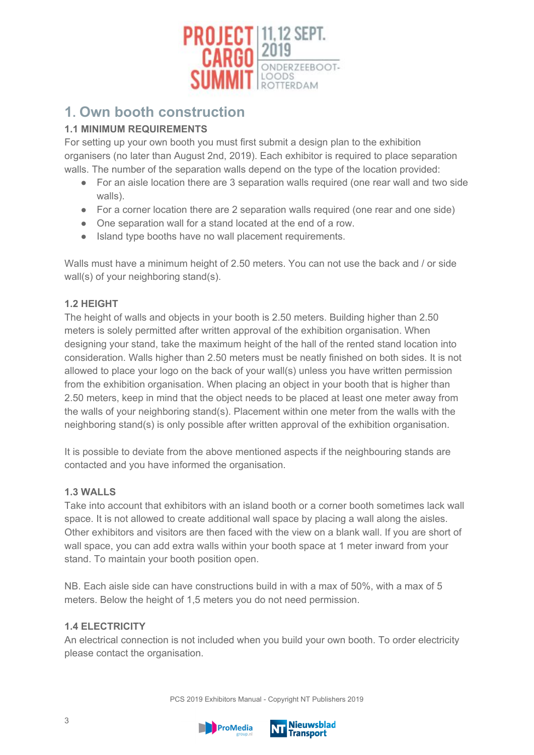# 1. Own booth construction

### 1.1 MINIMUM REQUIREMENTS

For setting up your own booth you must first submit a design plan to the exhibition organisers (no later than August 2nd, 2019). Each exhibitor is required to place separation walls. The number of the separation walls depend on the type of the location provided:

- For an aisle location there are 3 separation walls required (one rear wall and two side walls).
- For a corner location there are 2 separation walls required (one rear and one side)
- One separation wall for a stand located at the end of a row.
- Island type booths have no wall placement requirements.

Walls must have a minimum height of 2.50 meters. You can not use the back and / or side wall(s) of your neighboring stand(s).

### 1.2 HEIGHT

The height of walls and objects in your booth is 2.50 meters. Building higher than 2.50 meters is solely permitted after written approval of the exhibition organisation. When designing your stand, take the maximum height of the hall of the rented stand location into consideration. Walls higher than 2.50 meters must be neatly finished on both sides. It is not allowed to place your logo on the back of your wall(s) unless you have written permission from the exhibition organisation. When placing an object in your booth that is higher than 2.50 meters, keep in mind that the object needs to be placed at least one meter away from the walls of your neighboring stand(s). Placement within one meter from the walls with the neighboring stand(s) is only possible after written approval of the exhibition organisation.

It is possible to deviate from the above mentioned aspects if the neighbouring stands are contacted and you have informed the organisation.

### 1.3 WALLS

Take into account that exhibitors with an island booth or a corner booth sometimes lack wall space. It is not allowed to create additional wall space by placing a wall along the aisles. Other exhibitors and visitors are then faced with the view on a blank wall. If you are short of wall space, you can add extra walls within your booth space at 1 meter inward from your stand. To maintain your booth position open.

NB. Each aisle side can have constructions build in with a max of 50%, with a max of 5 meters. Below the height of 1,5 meters you do not need permission.

### 1.4 ELECTRICITY

An electrical connection is not included when you build your own booth. To order electricity please contact the organisation.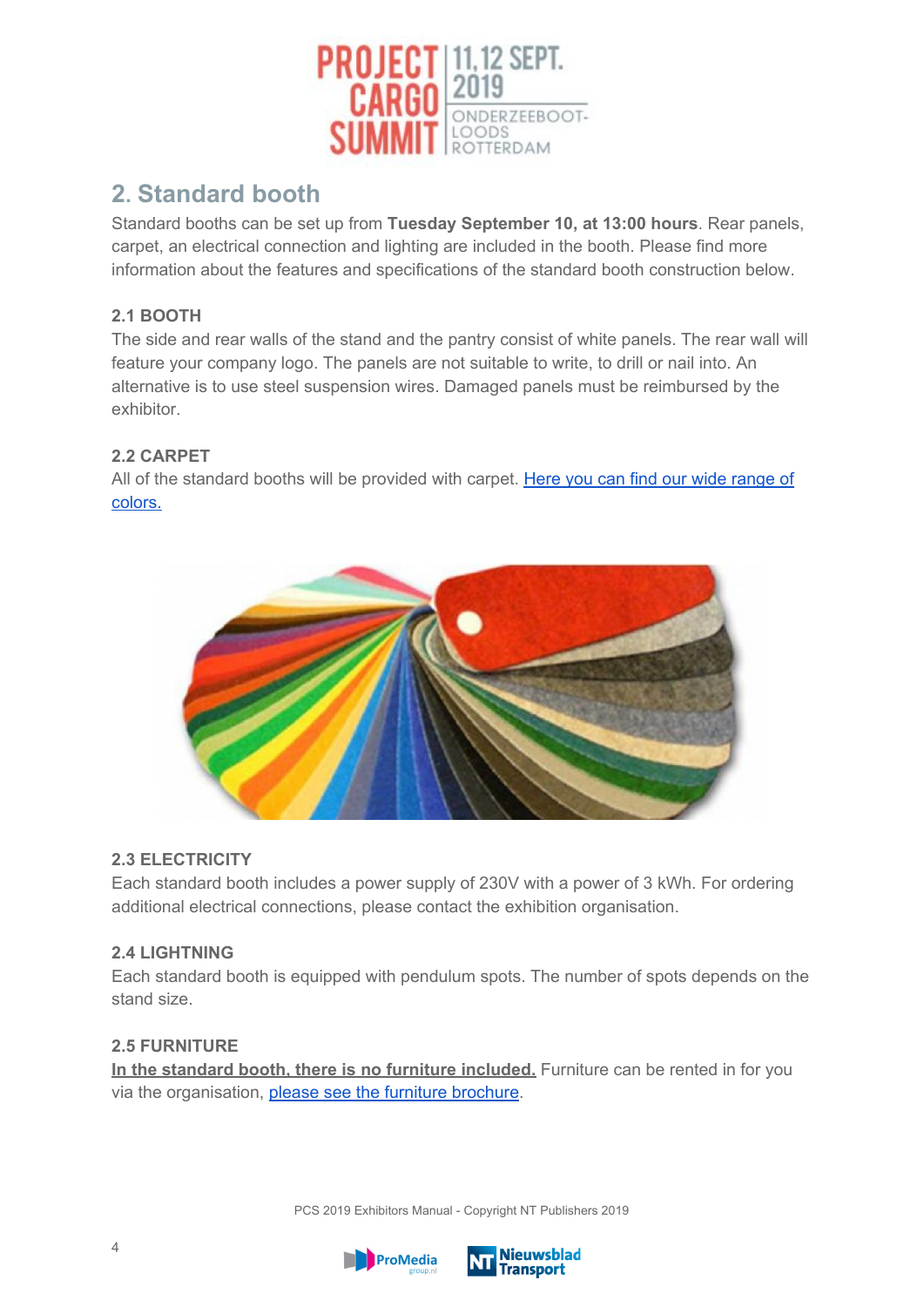## 2. Standard booth

Standard booths can be set up from **Tuesday September 10, at 13:00 hours**. Rear panels, carpet, an electrical connection and lighting are included in the booth. Please find more information about the features and specifications of the standard booth construction below.

### 2.1 BOOTH

The side and rear walls of the stand and the pantry consist of white panels. The rear wall will feature your company logo. The panels are not suitable to write, to drill or nail into. An alternative is to use steel suspension wires. Damaged panels must be reimbursed by the exhibitor.

### 2.2 CARPET

All of the standard booths will be provided with carpet. Here you can find our wide range of colors.

### 2.3 ELECTRICITY

Each standard booth includes a power supply of 230V with a power of 3 kWh. For ordering additional electrical connections, please contact the exhibition organisation.

### 2.4 LIGHTNING

Each standard booth is equipped with pendulum spots. The number of spots depends on the stand size.

### 2.5 FURNITURE

**In the standard booth, there is no furniture included.** Furniture can be rented in for you via the organisation, please see the furniture brochure.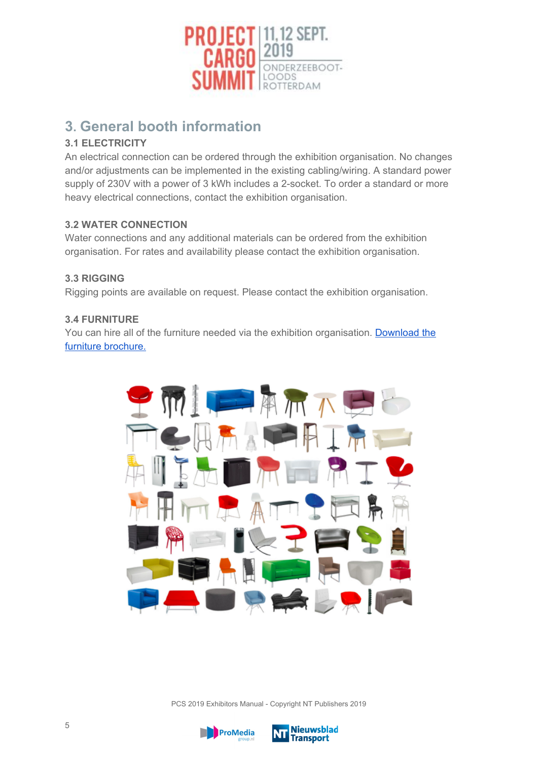## 3. General booth information

### 3.1 ELECTRICITY

An electrical connection can be ordered through the exhibition organisation. No changes and/or adjustments can be implemented in the existing cabling/wiring. A standard power supply of 230V with a power of 3 kWh includes a 2-socket. To order a standard or more heavy electrical connections, contact the exhibition organisation.

### 3.2 WATER CONNECTION

Water connections and any additional materials can be ordered from the exhibition organisation. For rates and availability please contact the exhibition organisation.

### 3.3 RIGGING

Rigging points are available on request. Please contact the exhibition organisation.

### 3.4 FURNITURE

You can hire all of the furniture needed via the exhibition organisation. [Download the furniture brochure.]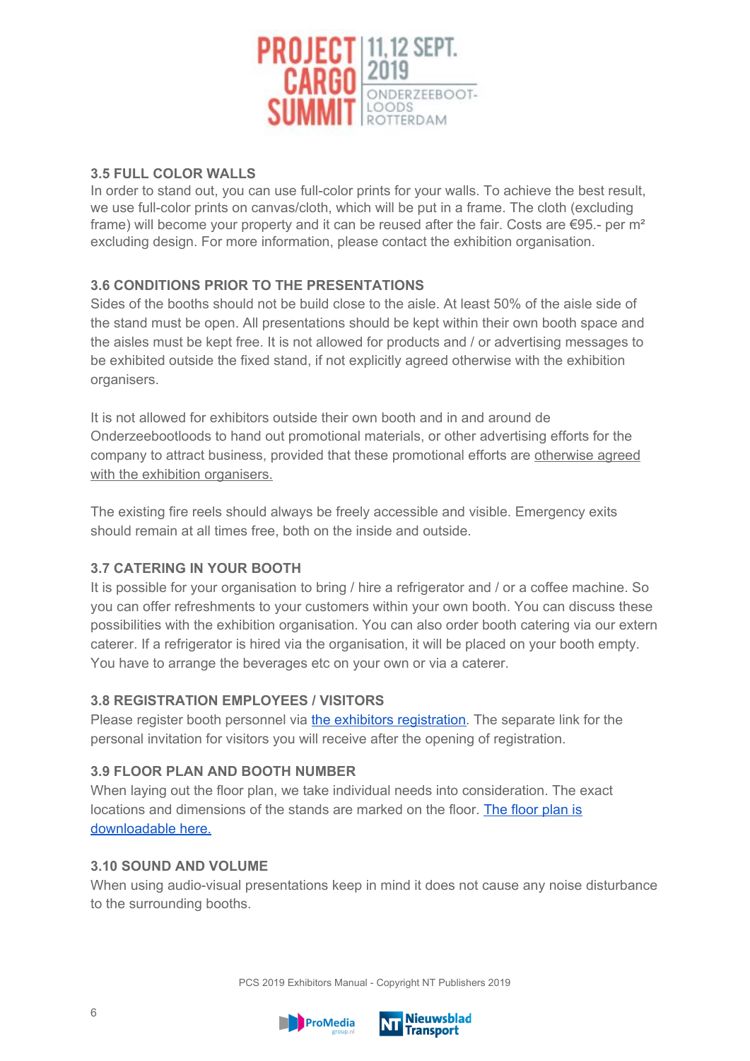### 3.5 FULL COLOR WALLS

In order to stand out, you can use full-color prints for your walls. To achieve the best result, we use full-color prints on canvas/cloth, which will be put in a frame. The cloth (excluding frame) will become your property and it can be reused after the fair. Costs are €95.- per m² excluding design. For more information, please contact the exhibition organisation.

### 3.6 CONDITIONS PRIOR TO THE PRESENTATIONS

Sides of the booths should not be build close to the aisle. At least 50% of the aisle side of the stand must be open. All presentations should be kept within their own booth space and the aisles must be kept free. It is not allowed for products and / or advertising messages to be exhibited outside the fixed stand, if not explicitly agreed otherwise with the exhibition organisers.

It is not allowed for exhibitors outside their own booth and in and around de Onderzeebootloods to hand out promotional materials, or other advertising efforts for the company to attract business, provided that these promotional efforts are otherwise agreed with the exhibition organisers.

The existing fire reels should always be freely accessible and visible. Emergency exits should remain at all times free, both on the inside and outside.

### 3.7 CATERING IN YOUR BOOTH

It is possible for your organisation to bring / hire a refrigerator and / or a coffee machine. So you can offer refreshments to your customers within your own booth. You can discuss these possibilities with the exhibition organisation. You can also order booth catering via our extern caterer. If a refrigerator is hired via the organisation, it will be placed on your booth empty. You have to arrange the beverages etc on your own or via a caterer.

### 3.8 REGISTRATION EMPLOYEES / VISITORS

Please register booth personnel via the exhibitors registration. The separate link for the personal invitation for visitors you will receive after the opening of registration.

### 3.9 FLOOR PLAN AND BOOTH NUMBER

When laying out the floor plan, we take individual needs into consideration. The exact locations and dimensions of the stands are marked on the floor. The floor plan is downloadable here.

### 3.10 SOUND AND VOLUME

When using audio-visual presentations keep in mind it does not cause any noise disturbance to the surrounding booths.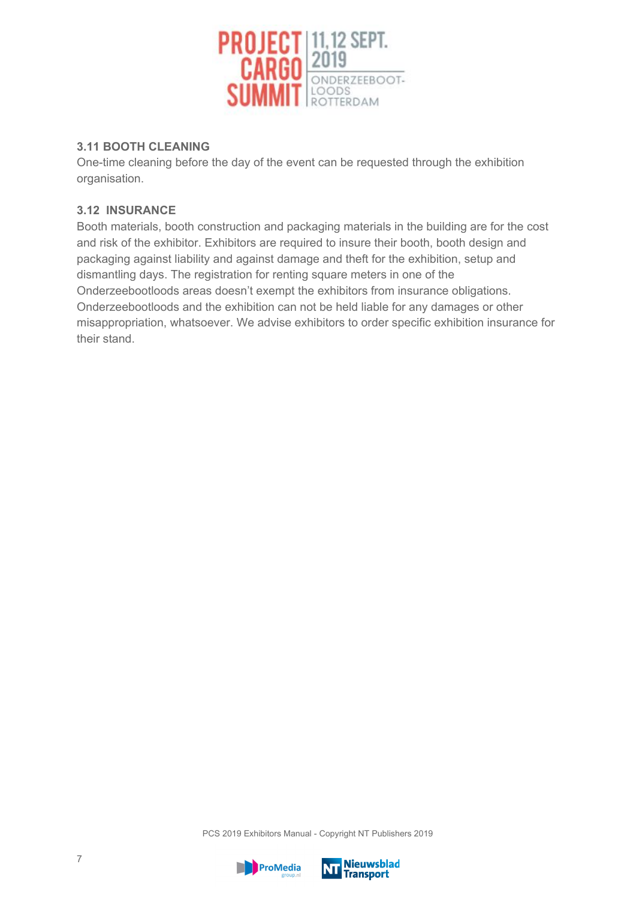### 3.11 BOOTH CLEANING

One-time cleaning before the day of the event can be requested through the exhibition organisation.

### 3.12 INSURANCE

Booth materials, booth construction and packaging materials in the building are for the cost and risk of the exhibitor. Exhibitors are required to insure their booth, booth design and packaging against liability and against damage and theft for the exhibition, setup and dismantling days. The registration for renting square meters in one of the Onderzeebootloods areas doesn't exempt the exhibitors from insurance obligations. Onderzeebootloods and the exhibition can not be held liable for any damages or other misappropriation, whatsoever. We advise exhibitors to order specific exhibition insurance for their stand.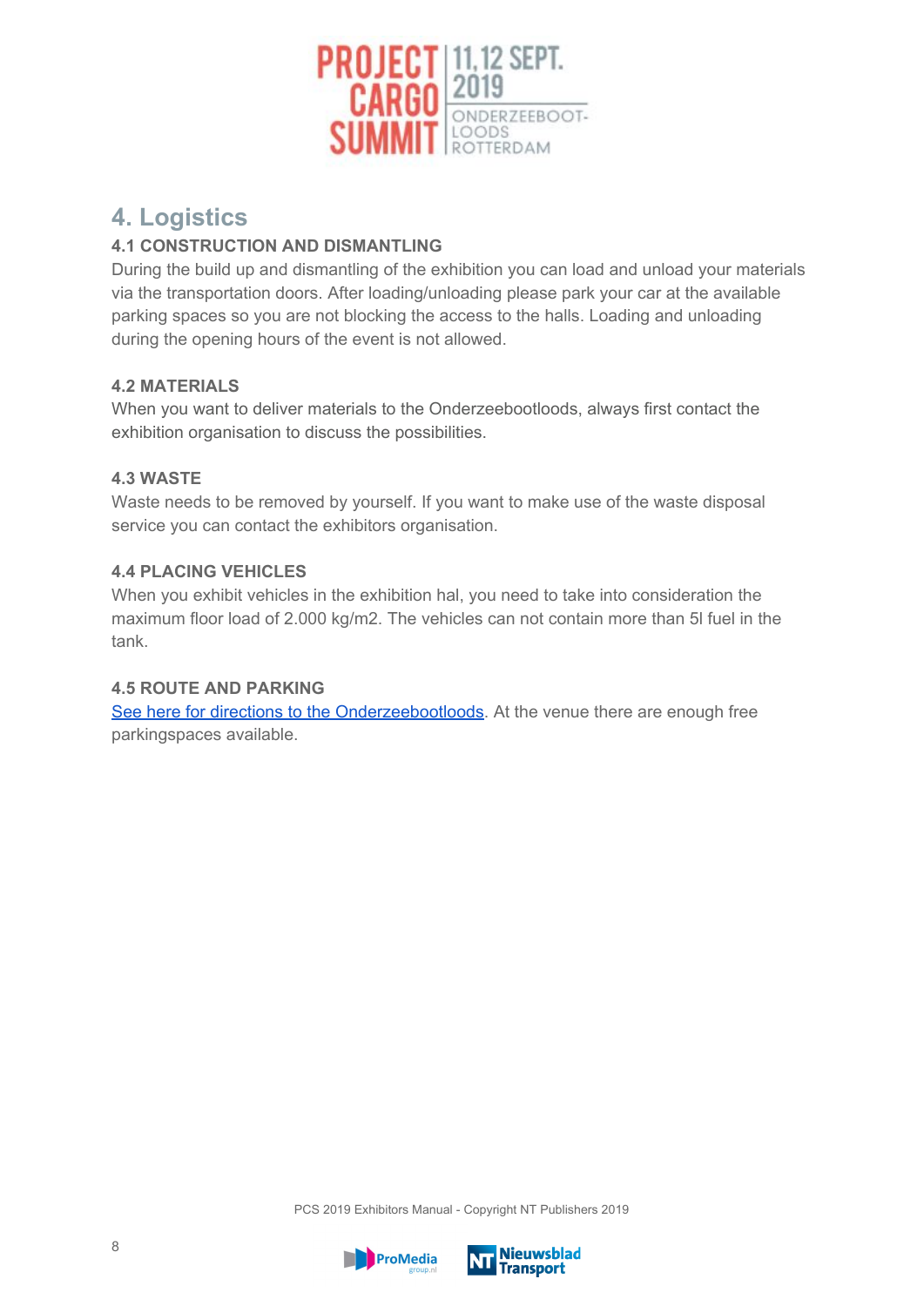## 4. Logistics

### 4.1 CONSTRUCTION AND DISMANTLING

During the build up and dismantling of the exhibition you can load and unload your materials via the transportation doors. After loading/unloading please park your car at the available parking spaces so you are not blocking the access to the halls. Loading and unloading during the opening hours of the event is not allowed.

### 4.2 MATERIALS

When you want to deliver materials to the Onderzeebootloods, always first contact the exhibition organisation to discuss the possibilities.

### 4.3 WASTE

Waste needs to be removed by yourself. If you want to make use of the waste disposal service you can contact the exhibitors organisation.

### 4.4 PLACING VEHICLES

When you exhibit vehicles in the exhibition hal, you need to take into consideration the maximum floor load of 2.000 kg/m2. The vehicles can not contain more than 5l fuel in the tank.

### 4.5 ROUTE AND PARKING

See here for directions to the Onderzeebootloods. At the venue there are enough free parkingspaces available.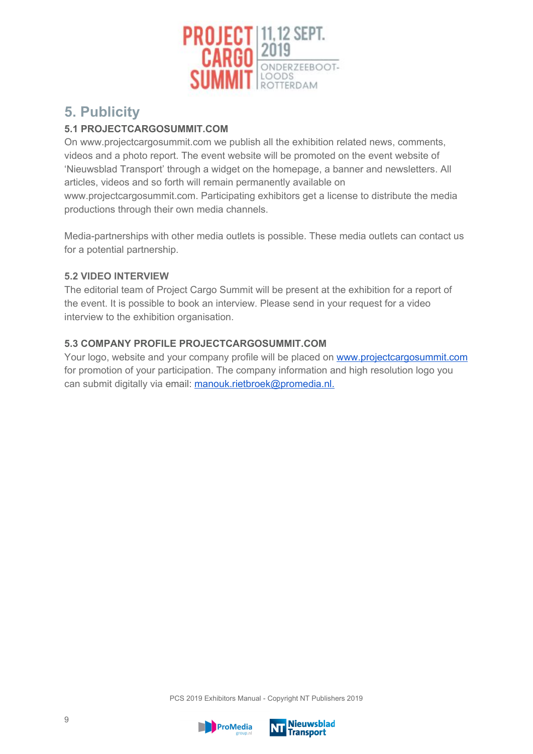# 5. Publicity

### 5.1 PROJECTCARGOSUMMIT.COM

On www.projectcargosummit.com we publish all the exhibition related news, comments, videos and a photo report. The event website will be promoted on the event website of 'Nieuwsblad Transport' through a widget on the homepage, a banner and newsletters. All articles, videos and so forth will remain permanently available on www.projectcargosummit.com. Participating exhibitors get a license to distribute the media productions through their own media channels.

Media-partnerships with other media outlets is possible. These media outlets can contact us for a potential partnership.

### 5.2 VIDEO INTERVIEW

The editorial team of Project Cargo Summit will be present at the exhibition for a report of the event. It is possible to book an interview. Please send in your request for a video interview to the exhibition organisation.

### 5.3 COMPANY PROFILE PROJECTCARGOSUMMIT.COM

Your logo, website and your company profile will be placed on www.projectcargosummit.com for promotion of your participation. The company information and high resolution logo you can submit digitally via email: manouk.rietbroek@promedia.nl.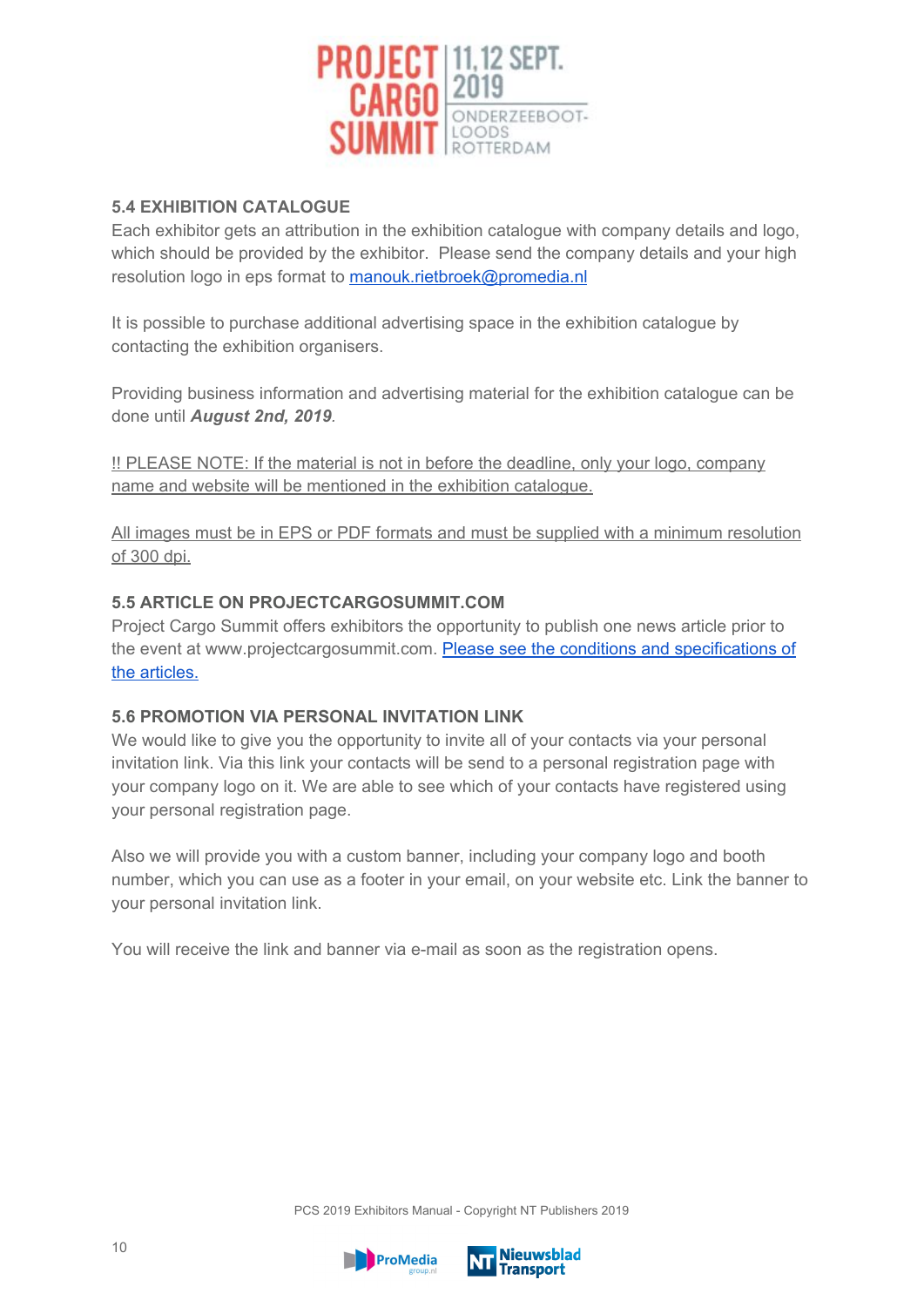### 5.4 EXHIBITION CATALOGUE

Each exhibitor gets an attribution in the exhibition catalogue with company details and logo, which should be provided by the exhibitor. Please send the company details and your high resolution logo in eps format to manouk.rietbroek@promedia.nl

It is possible to purchase additional advertising space in the exhibition catalogue by contacting the exhibition organisers.

Providing business information and advertising material for the exhibition catalogue can be done until ***August 2nd, 2019***.

!! PLEASE NOTE: If the material is not in before the deadline, only your logo, company name and website will be mentioned in the exhibition catalogue.

All images must be in EPS or PDF formats and must be supplied with a minimum resolution of 300 dpi.

### 5.5 ARTICLE ON PROJECTCARGOSUMMIT.COM

Project Cargo Summit offers exhibitors the opportunity to publish one news article prior to the event at www.projectcargosummit.com. Please see the conditions and specifications of the articles.

### 5.6 PROMOTION VIA PERSONAL INVITATION LINK

We would like to give you the opportunity to invite all of your contacts via your personal invitation link. Via this link your contacts will be send to a personal registration page with your company logo on it. We are able to see which of your contacts have registered using your personal registration page.

Also we will provide you with a custom banner, including your company logo and booth number, which you can use as a footer in your email, on your website etc. Link the banner to your personal invitation link.

You will receive the link and banner via e-mail as soon as the registration opens.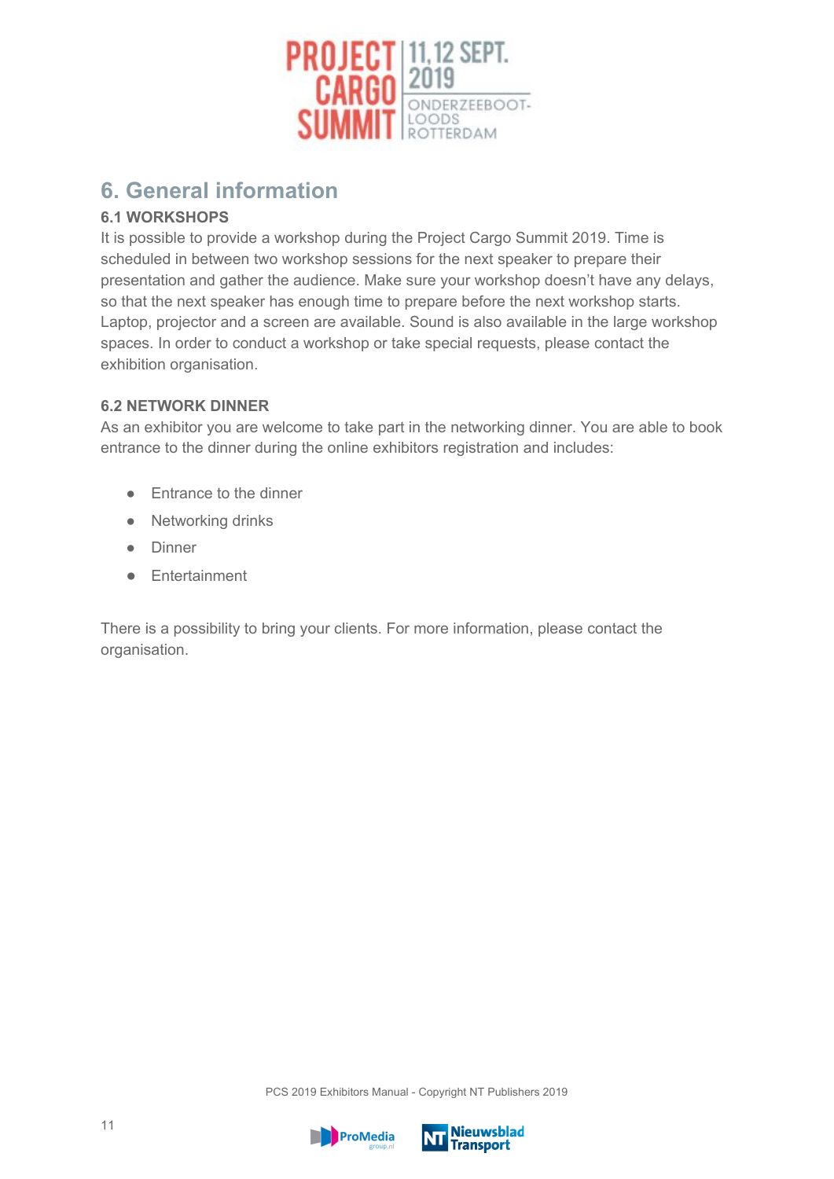# 6. General information

### 6.1 WORKSHOPS

It is possible to provide a workshop during the Project Cargo Summit 2019. Time is scheduled in between two workshop sessions for the next speaker to prepare their presentation and gather the audience. Make sure your workshop doesn't have any delays, so that the next speaker has enough time to prepare before the next workshop starts. Laptop, projector and a screen are available. Sound is also available in the large workshop spaces. In order to conduct a workshop or take special requests, please contact the exhibition organisation.

### 6.2 NETWORK DINNER

As an exhibitor you are welcome to take part in the networking dinner. You are able to book entrance to the dinner during the online exhibitors registration and includes:

- Entrance to the dinner
- Networking drinks
- Dinner
- Entertainment

There is a possibility to bring your clients. For more information, please contact the organisation.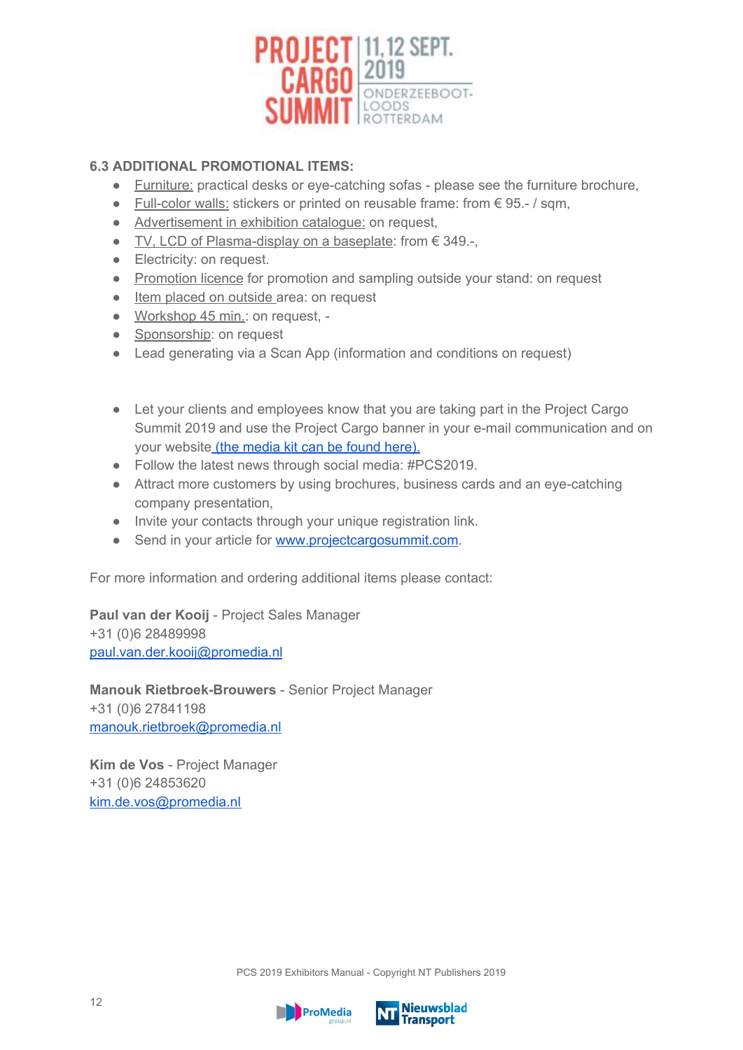### 6.3 ADDITIONAL PROMOTIONAL ITEMS:

- Furniture: practical desks or eye-catching sofas - please see the furniture brochure,
- Full-color walls: stickers or printed on reusable frame: from € 95.- / sqm,
- Advertisement in exhibition catalogue: on request,
- TV, LCD of Plasma-display on a baseplate: from € 349.-,
- Electricity: on request.
- Promotion licence for promotion and sampling outside your stand: on request
- Item placed on outside area: on request
- Workshop 45 min.: on request, -
- Sponsorship: on request
- Lead generating via a Scan App (information and conditions on request)

- Let your clients and employees know that you are taking part in the Project Cargo Summit 2019 and use the Project Cargo banner in your e-mail communication and on your website (the media kit can be found here).
- Follow the latest news through social media: #PCS2019.
- Attract more customers by using brochures, business cards and an eye-catching company presentation,
- Invite your contacts through your unique registration link.
- Send in your article for www.projectcargosummit.com.

For more information and ordering additional items please contact:

**Paul van der Kooij** - Project Sales Manager
+31 (0)6 28489998
paul.van.der.kooij@promedia.nl

**Manouk Rietbroek-Brouwers** - Senior Project Manager
+31 (0)6 27841198
manouk.rietbroek@promedia.nl

**Kim de Vos** - Project Manager
+31 (0)6 24853620
kim.de.vos@promedia.nl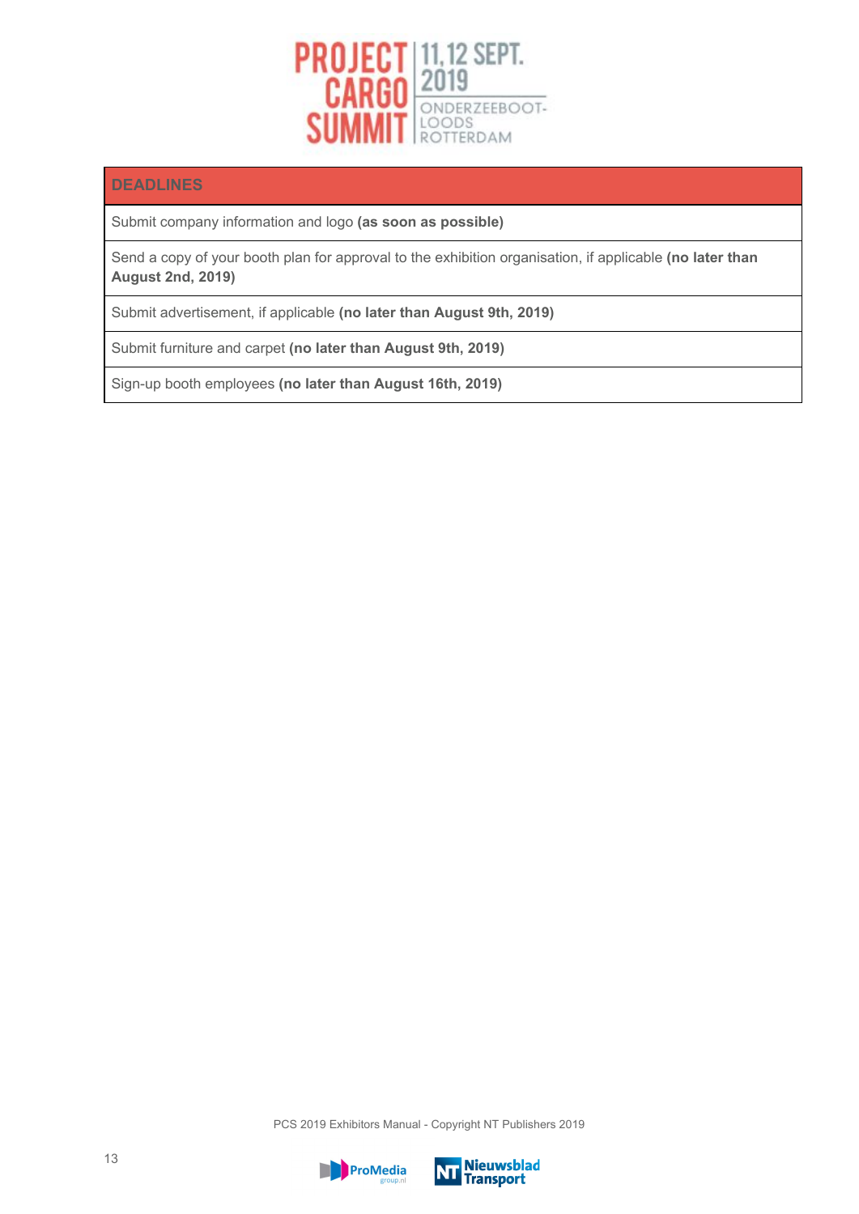| DEADLINES |
| --- |
| Submit company information and logo **(as soon as possible)** |
| Send a copy of your booth plan for approval to the exhibition organisation, if applicable **(no later than August 2nd, 2019)** |
| Submit advertisement, if applicable **(no later than August 9th, 2019)** |
| Submit furniture and carpet **(no later than August 9th, 2019)** |
| Sign-up booth employees **(no later than August 16th, 2019)** |